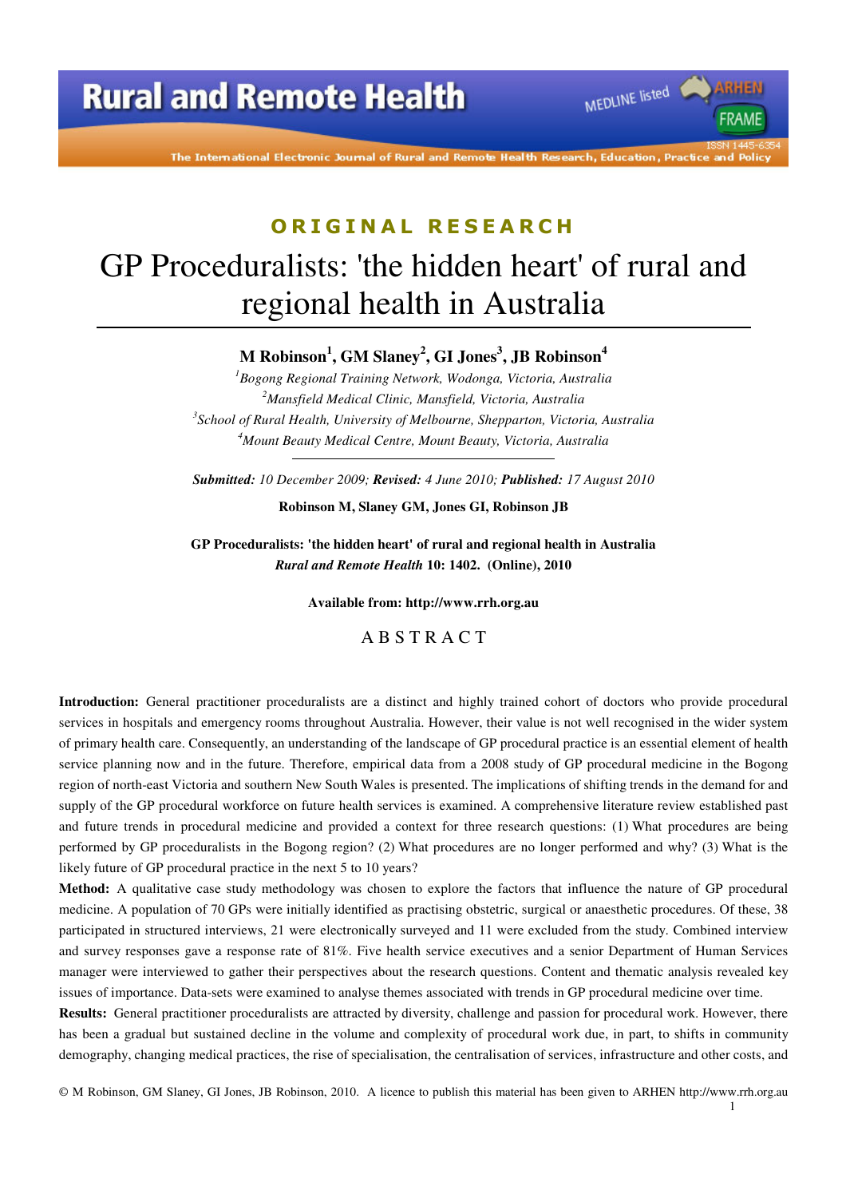ORIGINAL RESEARCH

# GP Proceduralists: 'the hidden heart' of rural and regional health in Australia

**M Robinson[1], GM Slaney[2], GI Jones[3], JB Robinson[4]**

[1]*Bogong Regional Training Network, Wodonga, Victoria, Australia*
[2]*Mansfield Medical Clinic, Mansfield, Victoria, Australia*
[3]*School of Rural Health, University of Melbourne, Shepparton, Victoria, Australia*
[4]*Mount Beauty Medical Centre, Mount Beauty, Victoria, Australia*

***Submitted:*** *10 December 2009;* ***Revised:*** *4 June 2010;* ***Published:*** *17 August 2010*

**Robinson M, Slaney GM, Jones GI, Robinson JB**

**GP Proceduralists: 'the hidden heart' of rural and regional health in Australia**
***Rural and Remote Health*** **10: 1402. (Online), 2010**

**Available from: http://www.rrh.org.au**

## ABSTRACT

**Introduction:** General practitioner proceduralists are a distinct and highly trained cohort of doctors who provide procedural services in hospitals and emergency rooms throughout Australia. However, their value is not well recognised in the wider system of primary health care. Consequently, an understanding of the landscape of GP procedural practice is an essential element of health service planning now and in the future. Therefore, empirical data from a 2008 study of GP procedural medicine in the Bogong region of north-east Victoria and southern New South Wales is presented. The implications of shifting trends in the demand for and supply of the GP procedural workforce on future health services is examined. A comprehensive literature review established past and future trends in procedural medicine and provided a context for three research questions: (1) What procedures are being performed by GP proceduralists in the Bogong region? (2) What procedures are no longer performed and why? (3) What is the likely future of GP procedural practice in the next 5 to 10 years?

**Method:** A qualitative case study methodology was chosen to explore the factors that influence the nature of GP procedural medicine. A population of 70 GPs were initially identified as practising obstetric, surgical or anaesthetic procedures. Of these, 38 participated in structured interviews, 21 were electronically surveyed and 11 were excluded from the study. Combined interview and survey responses gave a response rate of 81%. Five health service executives and a senior Department of Human Services manager were interviewed to gather their perspectives about the research questions. Content and thematic analysis revealed key issues of importance. Data-sets were examined to analyse themes associated with trends in GP procedural medicine over time.

**Results:** General practitioner proceduralists are attracted by diversity, challenge and passion for procedural work. However, there has been a gradual but sustained decline in the volume and complexity of procedural work due, in part, to shifts in community demography, changing medical practices, the rise of specialisation, the centralisation of services, infrastructure and other costs, and

© M Robinson, GM Slaney, GI Jones, JB Robinson, 2010. A licence to publish this material has been given to ARHEN http://www.rrh.org.au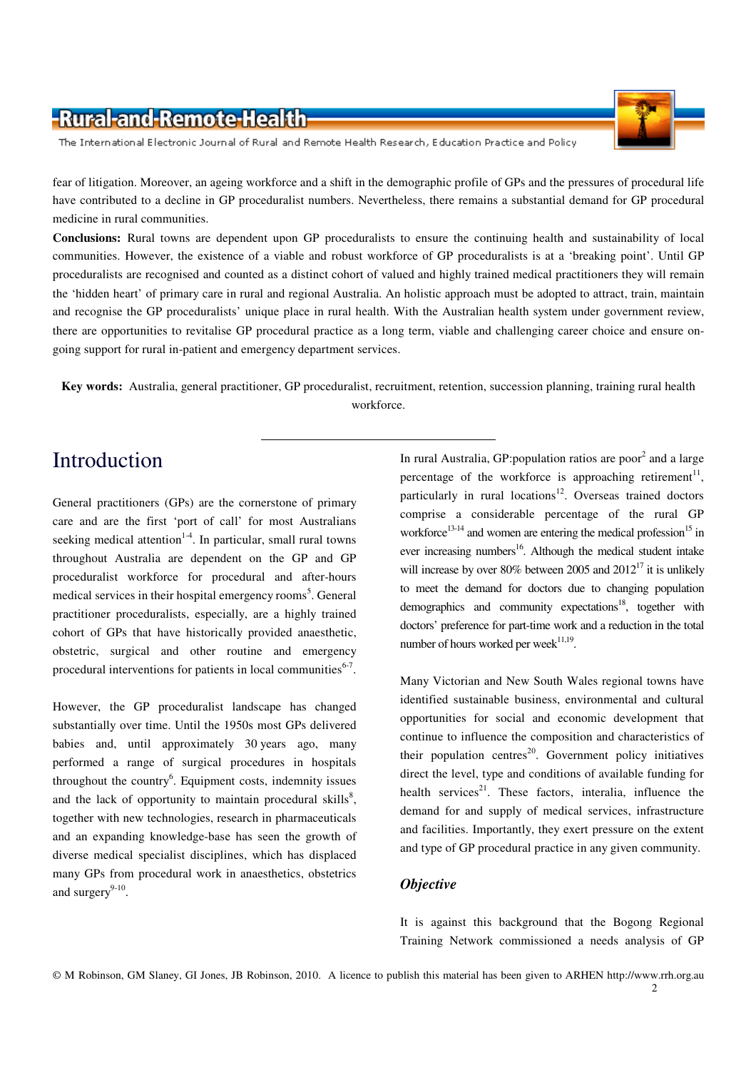fear of litigation. Moreover, an ageing workforce and a shift in the demographic profile of GPs and the pressures of procedural life have contributed to a decline in GP proceduralist numbers. Nevertheless, there remains a substantial demand for GP procedural medicine in rural communities.

**Conclusions:** Rural towns are dependent upon GP proceduralists to ensure the continuing health and sustainability of local communities. However, the existence of a viable and robust workforce of GP proceduralists is at a 'breaking point'. Until GP proceduralists are recognised and counted as a distinct cohort of valued and highly trained medical practitioners they will remain the 'hidden heart' of primary care in rural and regional Australia. An holistic approach must be adopted to attract, train, maintain and recognise the GP proceduralists' unique place in rural health. With the Australian health system under government review, there are opportunities to revitalise GP procedural practice as a long term, viable and challenging career choice and ensure on-going support for rural in-patient and emergency department services.

**Key words:** Australia, general practitioner, GP proceduralist, recruitment, retention, succession planning, training rural health workforce.

## Introduction

General practitioners (GPs) are the cornerstone of primary care and are the first 'port of call' for most Australians seeking medical attention[1-4]. In particular, small rural towns throughout Australia are dependent on the GP and GP proceduralist workforce for procedural and after-hours medical services in their hospital emergency rooms[5]. General practitioner proceduralists, especially, are a highly trained cohort of GPs that have historically provided anaesthetic, obstetric, surgical and other routine and emergency procedural interventions for patients in local communities[6-7].

However, the GP proceduralist landscape has changed substantially over time. Until the 1950s most GPs delivered babies and, until approximately 30 years ago, many performed a range of surgical procedures in hospitals throughout the country[6]. Equipment costs, indemnity issues and the lack of opportunity to maintain procedural skills[8], together with new technologies, research in pharmaceuticals and an expanding knowledge-base has seen the growth of diverse medical specialist disciplines, which has displaced many GPs from procedural work in anaesthetics, obstetrics and surgery[9-10].

In rural Australia, GP:population ratios are poor[2] and a large percentage of the workforce is approaching retirement[11], particularly in rural locations[12]. Overseas trained doctors comprise a considerable percentage of the rural GP workforce[13-14] and women are entering the medical profession[15] in ever increasing numbers[16]. Although the medical student intake will increase by over 80% between 2005 and 2012[17] it is unlikely to meet the demand for doctors due to changing population demographics and community expectations[18], together with doctors' preference for part-time work and a reduction in the total number of hours worked per week[11,19].

Many Victorian and New South Wales regional towns have identified sustainable business, environmental and cultural opportunities for social and economic development that continue to influence the composition and characteristics of their population centres[20]. Government policy initiatives direct the level, type and conditions of available funding for health services[21]. These factors, interalia, influence the demand for and supply of medical services, infrastructure and facilities. Importantly, they exert pressure on the extent and type of GP procedural practice in any given community.

### *Objective*

It is against this background that the Bogong Regional Training Network commissioned a needs analysis of GP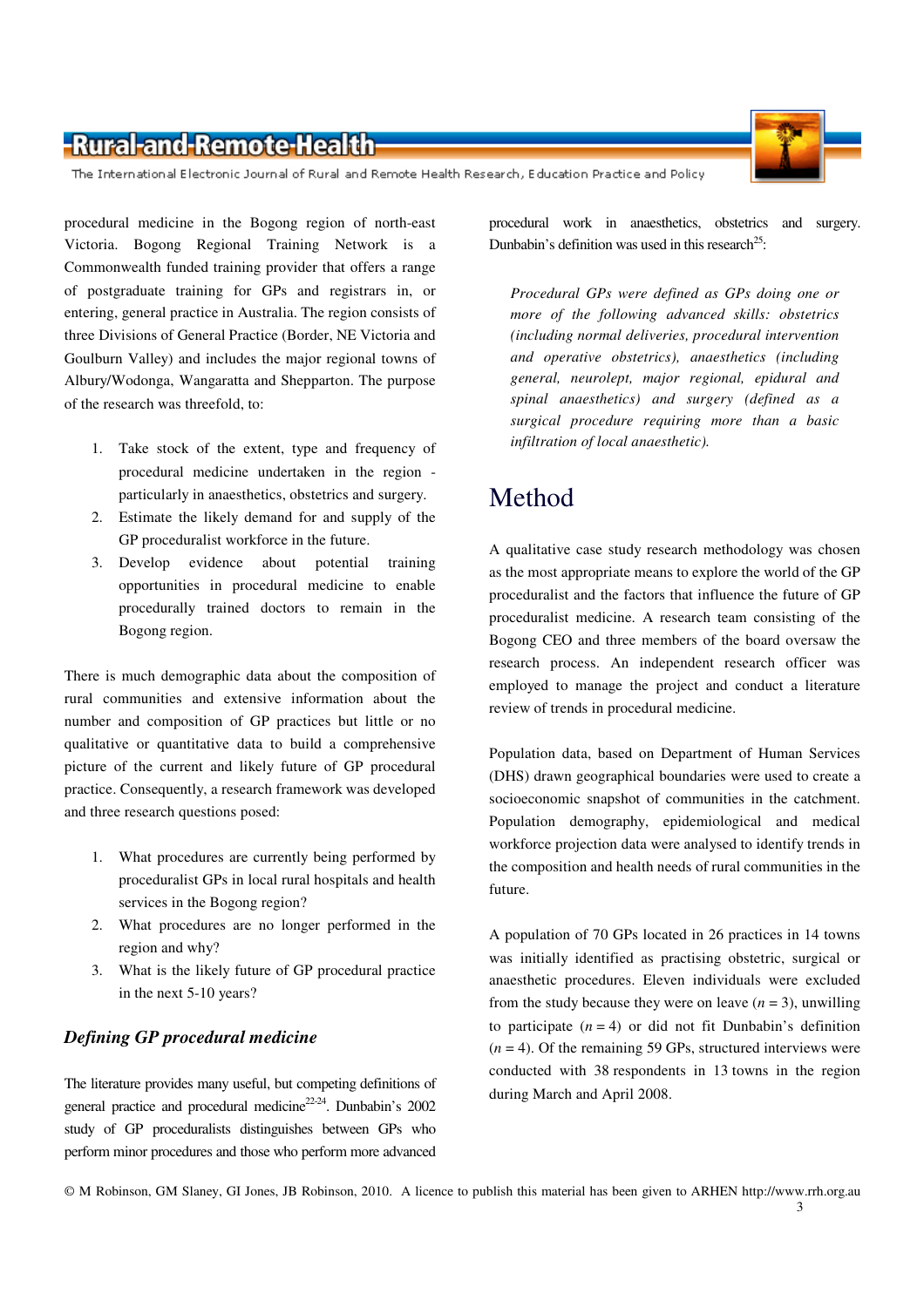procedural medicine in the Bogong region of north-east Victoria. Bogong Regional Training Network is a Commonwealth funded training provider that offers a range of postgraduate training for GPs and registrars in, or entering, general practice in Australia. The region consists of three Divisions of General Practice (Border, NE Victoria and Goulburn Valley) and includes the major regional towns of Albury/Wodonga, Wangaratta and Shepparton. The purpose of the research was threefold, to:

1. Take stock of the extent, type and frequency of procedural medicine undertaken in the region - particularly in anaesthetics, obstetrics and surgery.
2. Estimate the likely demand for and supply of the GP proceduralist workforce in the future.
3. Develop evidence about potential training opportunities in procedural medicine to enable procedurally trained doctors to remain in the Bogong region.

There is much demographic data about the composition of rural communities and extensive information about the number and composition of GP practices but little or no qualitative or quantitative data to build a comprehensive picture of the current and likely future of GP procedural practice. Consequently, a research framework was developed and three research questions posed:

1. What procedures are currently being performed by proceduralist GPs in local rural hospitals and health services in the Bogong region?
2. What procedures are no longer performed in the region and why?
3. What is the likely future of GP procedural practice in the next 5-10 years?

### *Defining GP procedural medicine*

The literature provides many useful, but competing definitions of general practice and procedural medicine[22-24]. Dunbabin's 2002 study of GP proceduralists distinguishes between GPs who perform minor procedures and those who perform more advanced procedural work in anaesthetics, obstetrics and surgery. Dunbabin's definition was used in this research[25]:

> *Procedural GPs were defined as GPs doing one or more of the following advanced skills: obstetrics (including normal deliveries, procedural intervention and operative obstetrics), anaesthetics (including general, neurolept, major regional, epidural and spinal anaesthetics) and surgery (defined as a surgical procedure requiring more than a basic infiltration of local anaesthetic).*

## Method

A qualitative case study research methodology was chosen as the most appropriate means to explore the world of the GP proceduralist and the factors that influence the future of GP proceduralist medicine. A research team consisting of the Bogong CEO and three members of the board oversaw the research process. An independent research officer was employed to manage the project and conduct a literature review of trends in procedural medicine.

Population data, based on Department of Human Services (DHS) drawn geographical boundaries were used to create a socioeconomic snapshot of communities in the catchment. Population demography, epidemiological and medical workforce projection data were analysed to identify trends in the composition and health needs of rural communities in the future.

A population of 70 GPs located in 26 practices in 14 towns was initially identified as practising obstetric, surgical or anaesthetic procedures. Eleven individuals were excluded from the study because they were on leave ($n = 3$), unwilling to participate ($n = 4$) or did not fit Dunbabin's definition ($n = 4$). Of the remaining 59 GPs, structured interviews were conducted with 38 respondents in 13 towns in the region during March and April 2008.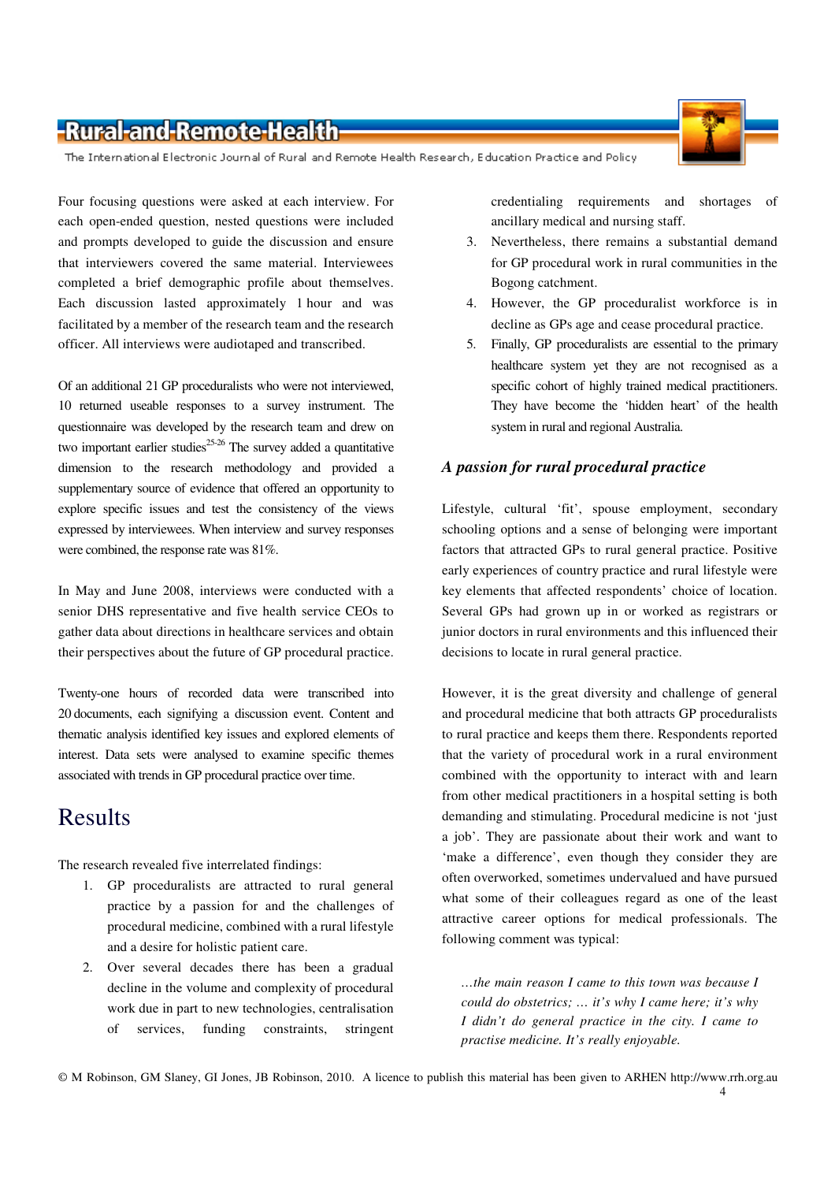Four focusing questions were asked at each interview. For each open-ended question, nested questions were included and prompts developed to guide the discussion and ensure that interviewers covered the same material. Interviewees completed a brief demographic profile about themselves. Each discussion lasted approximately 1 hour and was facilitated by a member of the research team and the research officer. All interviews were audiotaped and transcribed.

Of an additional 21 GP proceduralists who were not interviewed, 10 returned useable responses to a survey instrument. The questionnaire was developed by the research team and drew on two important earlier studies[25-26] The survey added a quantitative dimension to the research methodology and provided a supplementary source of evidence that offered an opportunity to explore specific issues and test the consistency of the views expressed by interviewees. When interview and survey responses were combined, the response rate was 81%.

In May and June 2008, interviews were conducted with a senior DHS representative and five health service CEOs to gather data about directions in healthcare services and obtain their perspectives about the future of GP procedural practice.

Twenty-one hours of recorded data were transcribed into 20 documents, each signifying a discussion event. Content and thematic analysis identified key issues and explored elements of interest. Data sets were analysed to examine specific themes associated with trends in GP procedural practice over time.

# Results

The research revealed five interrelated findings:

1. GP proceduralists are attracted to rural general practice by a passion for and the challenges of procedural medicine, combined with a rural lifestyle and a desire for holistic patient care.
2. Over several decades there has been a gradual decline in the volume and complexity of procedural work due in part to new technologies, centralisation of services, funding constraints, stringent credentialing requirements and shortages of ancillary medical and nursing staff.
3. Nevertheless, there remains a substantial demand for GP procedural work in rural communities in the Bogong catchment.
4. However, the GP proceduralist workforce is in decline as GPs age and cease procedural practice.
5. Finally, GP proceduralists are essential to the primary healthcare system yet they are not recognised as a specific cohort of highly trained medical practitioners. They have become the 'hidden heart' of the health system in rural and regional Australia.

### *A passion for rural procedural practice*

Lifestyle, cultural 'fit', spouse employment, secondary schooling options and a sense of belonging were important factors that attracted GPs to rural general practice. Positive early experiences of country practice and rural lifestyle were key elements that affected respondents' choice of location. Several GPs had grown up in or worked as registrars or junior doctors in rural environments and this influenced their decisions to locate in rural general practice.

However, it is the great diversity and challenge of general and procedural medicine that both attracts GP proceduralists to rural practice and keeps them there. Respondents reported that the variety of procedural work in a rural environment combined with the opportunity to interact with and learn from other medical practitioners in a hospital setting is both demanding and stimulating. Procedural medicine is not 'just a job'. They are passionate about their work and want to 'make a difference', even though they consider they are often overworked, sometimes undervalued and have pursued what some of their colleagues regard as one of the least attractive career options for medical professionals. The following comment was typical:

> *…the main reason I came to this town was because I could do obstetrics; … it's why I came here; it's why I didn't do general practice in the city. I came to practise medicine. It's really enjoyable.*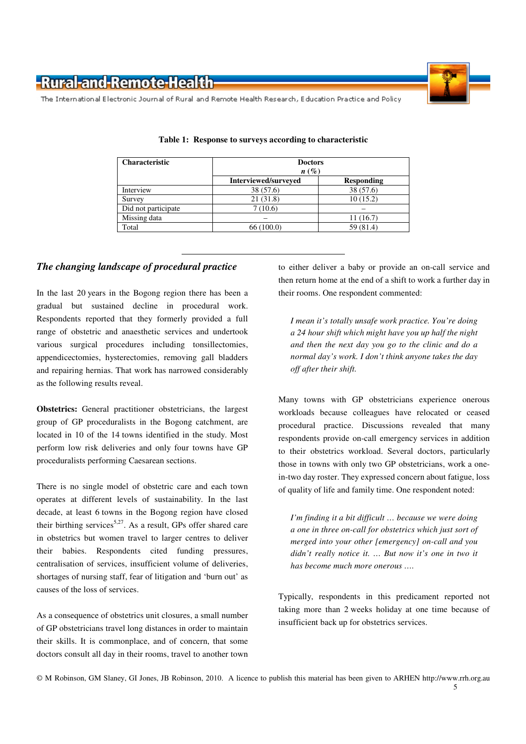**Table 1: Response to surveys according to characteristic**

| Characteristic | Doctors *n* (%) | |
|---|---|---|
| | Interviewed/surveyed | Responding |
| Interview | 38 (57.6) | 38 (57.6) |
| Survey | 21 (31.8) | 10 (15.2) |
| Did not participate | 7 (10.6) | – |
| Missing data | – | 11 (16.7) |
| Total | 66 (100.0) | 59 (81.4) |

## *The changing landscape of procedural practice*

In the last 20 years in the Bogong region there has been a gradual but sustained decline in procedural work. Respondents reported that they formerly provided a full range of obstetric and anaesthetic services and undertook various surgical procedures including tonsillectomies, appendicectomies, hysterectomies, removing gall bladders and repairing hernias. That work has narrowed considerably as the following results reveal.

**Obstetrics:** General practitioner obstetricians, the largest group of GP proceduralists in the Bogong catchment, are located in 10 of the 14 towns identified in the study. Most perform low risk deliveries and only four towns have GP proceduralists performing Caesarean sections.

There is no single model of obstetric care and each town operates at different levels of sustainability. In the last decade, at least 6 towns in the Bogong region have closed their birthing services[5,27]. As a result, GPs offer shared care in obstetrics but women travel to larger centres to deliver their babies. Respondents cited funding pressures, centralisation of services, insufficient volume of deliveries, shortages of nursing staff, fear of litigation and 'burn out' as causes of the loss of services.

As a consequence of obstetrics unit closures, a small number of GP obstetricians travel long distances in order to maintain their skills. It is commonplace, and of concern, that some doctors consult all day in their rooms, travel to another town to either deliver a baby or provide an on-call service and then return home at the end of a shift to work a further day in their rooms. One respondent commented:

> *I mean it's totally unsafe work practice. You're doing a 24 hour shift which might have you up half the night and then the next day you go to the clinic and do a normal day's work. I don't think anyone takes the day off after their shift.*

Many towns with GP obstetricians experience onerous workloads because colleagues have relocated or ceased procedural practice. Discussions revealed that many respondents provide on-call emergency services in addition to their obstetrics workload. Several doctors, particularly those in towns with only two GP obstetricians, work a one-in-two day roster. They expressed concern about fatigue, loss of quality of life and family time. One respondent noted:

> *I'm finding it a bit difficult … because we were doing a one in three on-call for obstetrics which just sort of merged into your other [emergency] on-call and you didn't really notice it. … But now it's one in two it has become much more onerous ….*

Typically, respondents in this predicament reported not taking more than 2 weeks holiday at one time because of insufficient back up for obstetrics services.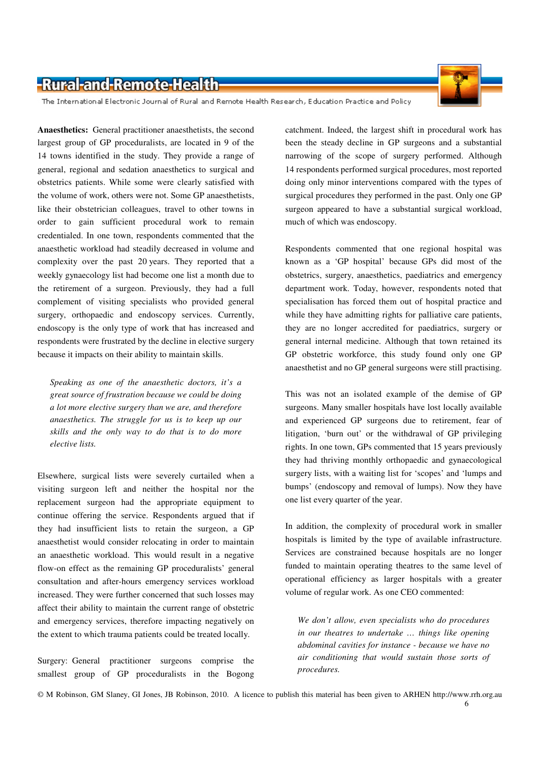**Anaesthetics:** General practitioner anaesthetists, the second largest group of GP proceduralists, are located in 9 of the 14 towns identified in the study. They provide a range of general, regional and sedation anaesthetics to surgical and obstetrics patients. While some were clearly satisfied with the volume of work, others were not. Some GP anaesthetists, like their obstetrician colleagues, travel to other towns in order to gain sufficient procedural work to remain credentialed. In one town, respondents commented that the anaesthetic workload had steadily decreased in volume and complexity over the past 20 years. They reported that a weekly gynaecology list had become one list a month due to the retirement of a surgeon. Previously, they had a full complement of visiting specialists who provided general surgery, orthopaedic and endoscopy services. Currently, endoscopy is the only type of work that has increased and respondents were frustrated by the decline in elective surgery because it impacts on their ability to maintain skills.

> *Speaking as one of the anaesthetic doctors, it's a great source of frustration because we could be doing a lot more elective surgery than we are, and therefore anaesthetics. The struggle for us is to keep up our skills and the only way to do that is to do more elective lists.*

Elsewhere, surgical lists were severely curtailed when a visiting surgeon left and neither the hospital nor the replacement surgeon had the appropriate equipment to continue offering the service. Respondents argued that if they had insufficient lists to retain the surgeon, a GP anaesthetist would consider relocating in order to maintain an anaesthetic workload. This would result in a negative flow-on effect as the remaining GP proceduralists' general consultation and after-hours emergency services workload increased. They were further concerned that such losses may affect their ability to maintain the current range of obstetric and emergency services, therefore impacting negatively on the extent to which trauma patients could be treated locally.

Surgery: General practitioner surgeons comprise the smallest group of GP proceduralists in the Bogong catchment. Indeed, the largest shift in procedural work has been the steady decline in GP surgeons and a substantial narrowing of the scope of surgery performed. Although 14 respondents performed surgical procedures, most reported doing only minor interventions compared with the types of surgical procedures they performed in the past. Only one GP surgeon appeared to have a substantial surgical workload, much of which was endoscopy.

Respondents commented that one regional hospital was known as a 'GP hospital' because GPs did most of the obstetrics, surgery, anaesthetics, paediatrics and emergency department work. Today, however, respondents noted that specialisation has forced them out of hospital practice and while they have admitting rights for palliative care patients, they are no longer accredited for paediatrics, surgery or general internal medicine. Although that town retained its GP obstetric workforce, this study found only one GP anaesthetist and no GP general surgeons were still practising.

This was not an isolated example of the demise of GP surgeons. Many smaller hospitals have lost locally available and experienced GP surgeons due to retirement, fear of litigation, 'burn out' or the withdrawal of GP privileging rights. In one town, GPs commented that 15 years previously they had thriving monthly orthopaedic and gynaecological surgery lists, with a waiting list for 'scopes' and 'lumps and bumps' (endoscopy and removal of lumps). Now they have one list every quarter of the year.

In addition, the complexity of procedural work in smaller hospitals is limited by the type of available infrastructure. Services are constrained because hospitals are no longer funded to maintain operating theatres to the same level of operational efficiency as larger hospitals with a greater volume of regular work. As one CEO commented:

> *We don't allow, even specialists who do procedures in our theatres to undertake … things like opening abdominal cavities for instance - because we have no air conditioning that would sustain those sorts of procedures.*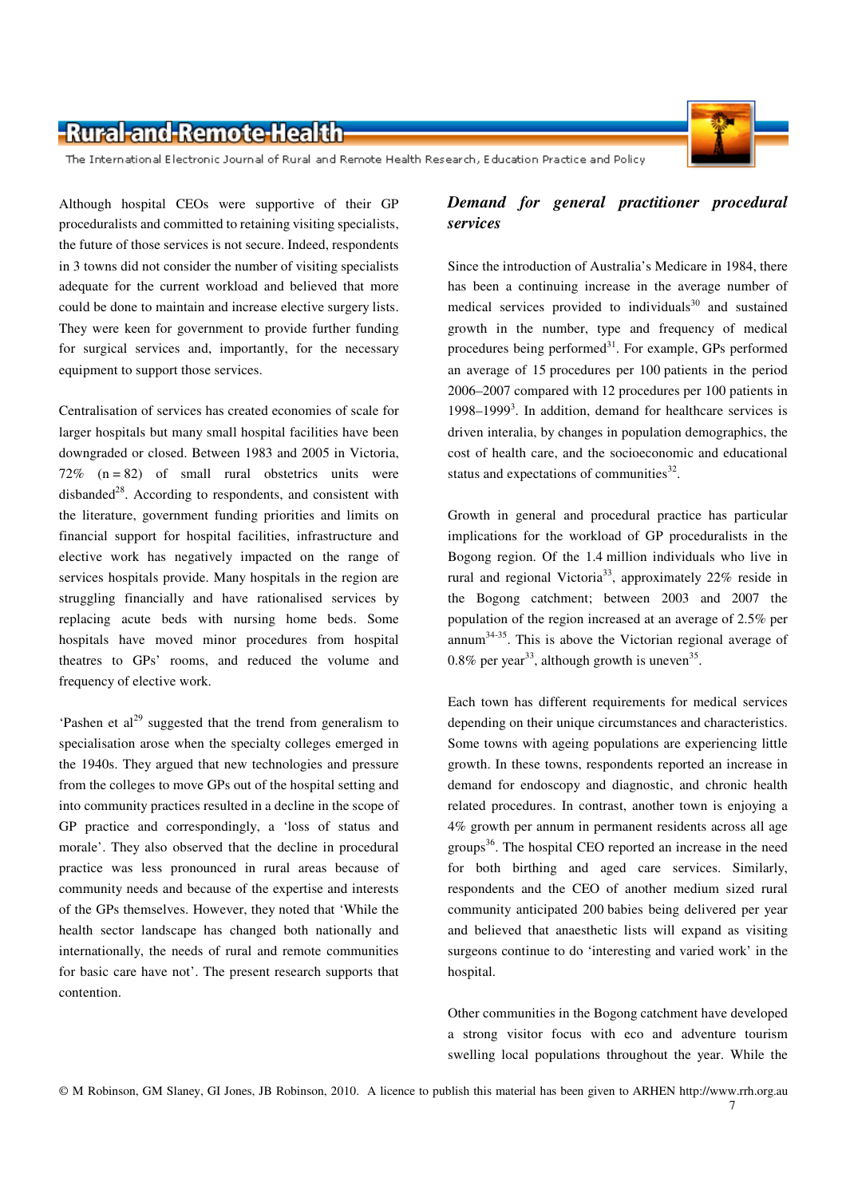Although hospital CEOs were supportive of their GP proceduralists and committed to retaining visiting specialists, the future of those services is not secure. Indeed, respondents in 3 towns did not consider the number of visiting specialists adequate for the current workload and believed that more could be done to maintain and increase elective surgery lists. They were keen for government to provide further funding for surgical services and, importantly, for the necessary equipment to support those services.

Centralisation of services has created economies of scale for larger hospitals but many small hospital facilities have been downgraded or closed. Between 1983 and 2005 in Victoria, 72% (n = 82) of small rural obstetrics units were disbanded[28]. According to respondents, and consistent with the literature, government funding priorities and limits on financial support for hospital facilities, infrastructure and elective work has negatively impacted on the range of services hospitals provide. Many hospitals in the region are struggling financially and have rationalised services by replacing acute beds with nursing home beds. Some hospitals have moved minor procedures from hospital theatres to GPs' rooms, and reduced the volume and frequency of elective work.

'Pashen et al[29] suggested that the trend from generalism to specialisation arose when the specialty colleges emerged in the 1940s. They argued that new technologies and pressure from the colleges to move GPs out of the hospital setting and into community practices resulted in a decline in the scope of GP practice and correspondingly, a 'loss of status and morale'. They also observed that the decline in procedural practice was less pronounced in rural areas because of community needs and because of the expertise and interests of the GPs themselves. However, they noted that 'While the health sector landscape has changed both nationally and internationally, the needs of rural and remote communities for basic care have not'. The present research supports that contention.

### *Demand for general practitioner procedural services*

Since the introduction of Australia's Medicare in 1984, there has been a continuing increase in the average number of medical services provided to individuals[30] and sustained growth in the number, type and frequency of medical procedures being performed[31]. For example, GPs performed an average of 15 procedures per 100 patients in the period 2006–2007 compared with 12 procedures per 100 patients in 1998–1999[3]. In addition, demand for healthcare services is driven interalia, by changes in population demographics, the cost of health care, and the socioeconomic and educational status and expectations of communities[32].

Growth in general and procedural practice has particular implications for the workload of GP proceduralists in the Bogong region. Of the 1.4 million individuals who live in rural and regional Victoria[33], approximately 22% reside in the Bogong catchment; between 2003 and 2007 the population of the region increased at an average of 2.5% per annum[34-35]. This is above the Victorian regional average of 0.8% per year[33], although growth is uneven[35].

Each town has different requirements for medical services depending on their unique circumstances and characteristics. Some towns with ageing populations are experiencing little growth. In these towns, respondents reported an increase in demand for endoscopy and diagnostic, and chronic health related procedures. In contrast, another town is enjoying a 4% growth per annum in permanent residents across all age groups[36]. The hospital CEO reported an increase in the need for both birthing and aged care services. Similarly, respondents and the CEO of another medium sized rural community anticipated 200 babies being delivered per year and believed that anaesthetic lists will expand as visiting surgeons continue to do 'interesting and varied work' in the hospital.

Other communities in the Bogong catchment have developed a strong visitor focus with eco and adventure tourism swelling local populations throughout the year. While the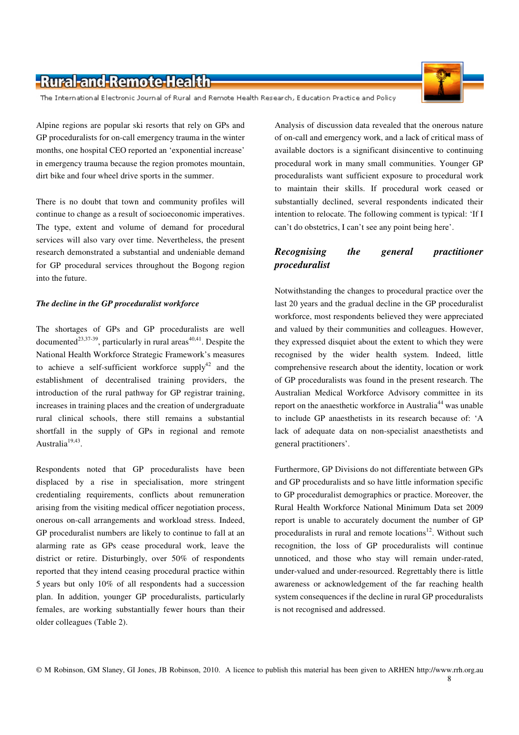Alpine regions are popular ski resorts that rely on GPs and GP proceduralists for on-call emergency trauma in the winter months, one hospital CEO reported an 'exponential increase' in emergency trauma because the region promotes mountain, dirt bike and four wheel drive sports in the summer.

There is no doubt that town and community profiles will continue to change as a result of socioeconomic imperatives. The type, extent and volume of demand for procedural services will also vary over time. Nevertheless, the present research demonstrated a substantial and undeniable demand for GP procedural services throughout the Bogong region into the future.

### *The decline in the GP proceduralist workforce*

The shortages of GPs and GP proceduralists are well documented[23,37-39], particularly in rural areas[40,41]. Despite the National Health Workforce Strategic Framework's measures to achieve a self-sufficient workforce supply[42] and the establishment of decentralised training providers, the introduction of the rural pathway for GP registrar training, increases in training places and the creation of undergraduate rural clinical schools, there still remains a substantial shortfall in the supply of GPs in regional and remote Australia[19,43].

Respondents noted that GP proceduralists have been displaced by a rise in specialisation, more stringent credentialing requirements, conflicts about remuneration arising from the visiting medical officer negotiation process, onerous on-call arrangements and workload stress. Indeed, GP proceduralist numbers are likely to continue to fall at an alarming rate as GPs cease procedural work, leave the district or retire. Disturbingly, over 50% of respondents reported that they intend ceasing procedural practice within 5 years but only 10% of all respondents had a succession plan. In addition, younger GP proceduralists, particularly females, are working substantially fewer hours than their older colleagues (Table 2).

Analysis of discussion data revealed that the onerous nature of on-call and emergency work, and a lack of critical mass of available doctors is a significant disincentive to continuing procedural work in many small communities. Younger GP proceduralists want sufficient exposure to procedural work to maintain their skills. If procedural work ceased or substantially declined, several respondents indicated their intention to relocate. The following comment is typical: 'If I can't do obstetrics, I can't see any point being here'.

## *Recognising the general practitioner proceduralist*

Notwithstanding the changes to procedural practice over the last 20 years and the gradual decline in the GP proceduralist workforce, most respondents believed they were appreciated and valued by their communities and colleagues. However, they expressed disquiet about the extent to which they were recognised by the wider health system. Indeed, little comprehensive research about the identity, location or work of GP proceduralists was found in the present research. The Australian Medical Workforce Advisory committee in its report on the anaesthetic workforce in Australia[44] was unable to include GP anaesthetists in its research because of: 'A lack of adequate data on non-specialist anaesthetists and general practitioners'.

Furthermore, GP Divisions do not differentiate between GPs and GP proceduralists and so have little information specific to GP proceduralist demographics or practice. Moreover, the Rural Health Workforce National Minimum Data set 2009 report is unable to accurately document the number of GP proceduralists in rural and remote locations[12]. Without such recognition, the loss of GP proceduralists will continue unnoticed, and those who stay will remain under-rated, under-valued and under-resourced. Regrettably there is little awareness or acknowledgement of the far reaching health system consequences if the decline in rural GP proceduralists is not recognised and addressed.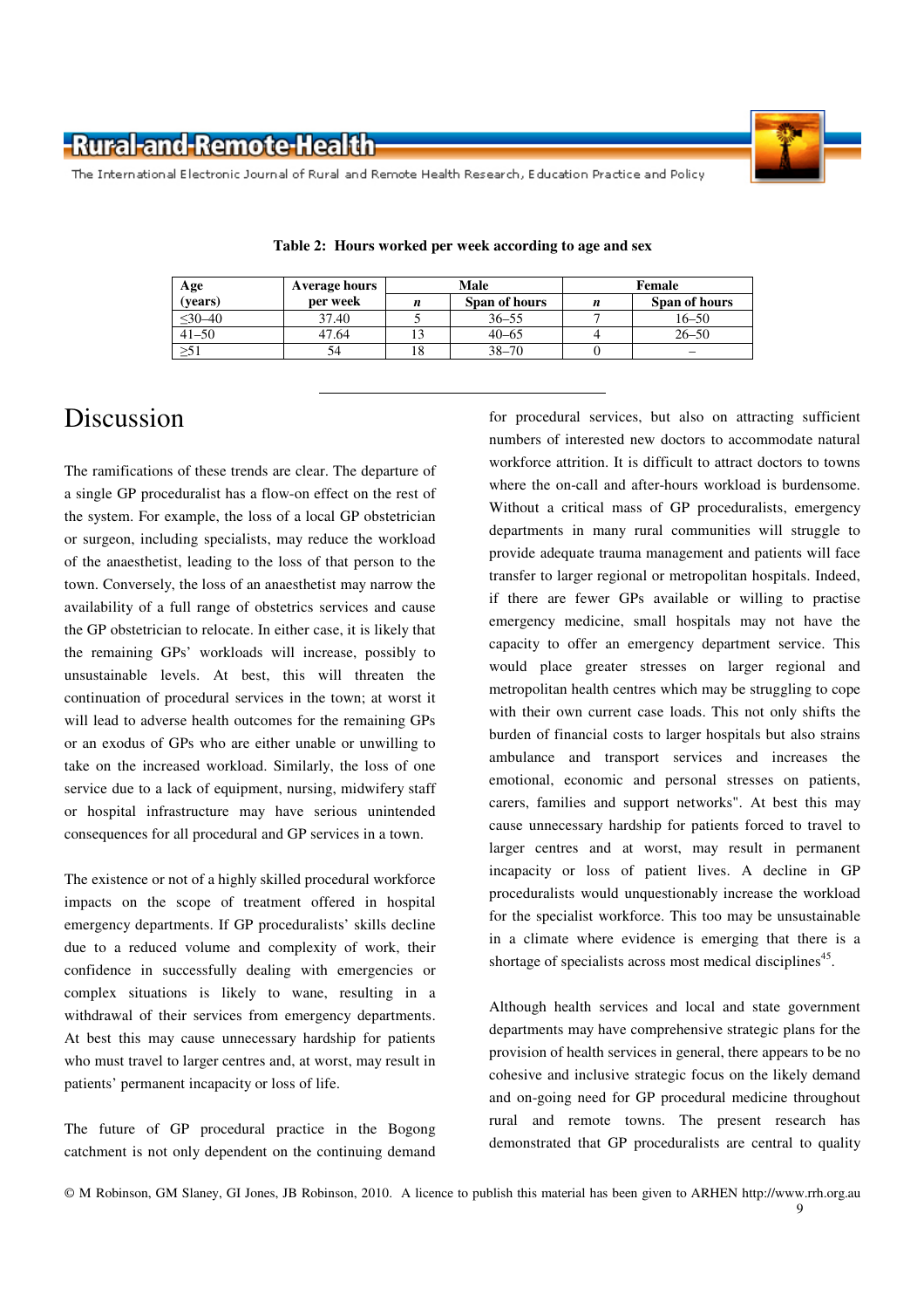**Table 2: Hours worked per week according to age and sex**

| Age (years) | Average hours per week | Male | | Female | |
|---|---|---|---|---|---|
| | | *n* | Span of hours | *n* | Span of hours |
| ≤30–40 | 37.40 | 5 | 36–55 | 7 | 16–50 |
| 41–50 | 47.64 | 13 | 40–65 | 4 | 26–50 |
| ≥51 | 54 | 18 | 38–70 | 0 | – |

# Discussion

The ramifications of these trends are clear. The departure of a single GP proceduralist has a flow-on effect on the rest of the system. For example, the loss of a local GP obstetrician or surgeon, including specialists, may reduce the workload of the anaesthetist, leading to the loss of that person to the town. Conversely, the loss of an anaesthetist may narrow the availability of a full range of obstetrics services and cause the GP obstetrician to relocate. In either case, it is likely that the remaining GPs' workloads will increase, possibly to unsustainable levels. At best, this will threaten the continuation of procedural services in the town; at worst it will lead to adverse health outcomes for the remaining GPs or an exodus of GPs who are either unable or unwilling to take on the increased workload. Similarly, the loss of one service due to a lack of equipment, nursing, midwifery staff or hospital infrastructure may have serious unintended consequences for all procedural and GP services in a town.

The existence or not of a highly skilled procedural workforce impacts on the scope of treatment offered in hospital emergency departments. If GP proceduralists' skills decline due to a reduced volume and complexity of work, their confidence in successfully dealing with emergencies or complex situations is likely to wane, resulting in a withdrawal of their services from emergency departments. At best this may cause unnecessary hardship for patients who must travel to larger centres and, at worst, may result in patients' permanent incapacity or loss of life.

The future of GP procedural practice in the Bogong catchment is not only dependent on the continuing demand for procedural services, but also on attracting sufficient numbers of interested new doctors to accommodate natural workforce attrition. It is difficult to attract doctors to towns where the on-call and after-hours workload is burdensome. Without a critical mass of GP proceduralists, emergency departments in many rural communities will struggle to provide adequate trauma management and patients will face transfer to larger regional or metropolitan hospitals. Indeed, if there are fewer GPs available or willing to practise emergency medicine, small hospitals may not have the capacity to offer an emergency department service. This would place greater stresses on larger regional and metropolitan health centres which may be struggling to cope with their own current case loads. This not only shifts the burden of financial costs to larger hospitals but also strains ambulance and transport services and increases the emotional, economic and personal stresses on patients, carers, families and support networks". At best this may cause unnecessary hardship for patients forced to travel to larger centres and at worst, may result in permanent incapacity or loss of patient lives. A decline in GP proceduralists would unquestionably increase the workload for the specialist workforce. This too may be unsustainable in a climate where evidence is emerging that there is a shortage of specialists across most medical disciplines[45].

Although health services and local and state government departments may have comprehensive strategic plans for the provision of health services in general, there appears to be no cohesive and inclusive strategic focus on the likely demand and on-going need for GP procedural medicine throughout rural and remote towns. The present research has demonstrated that GP proceduralists are central to quality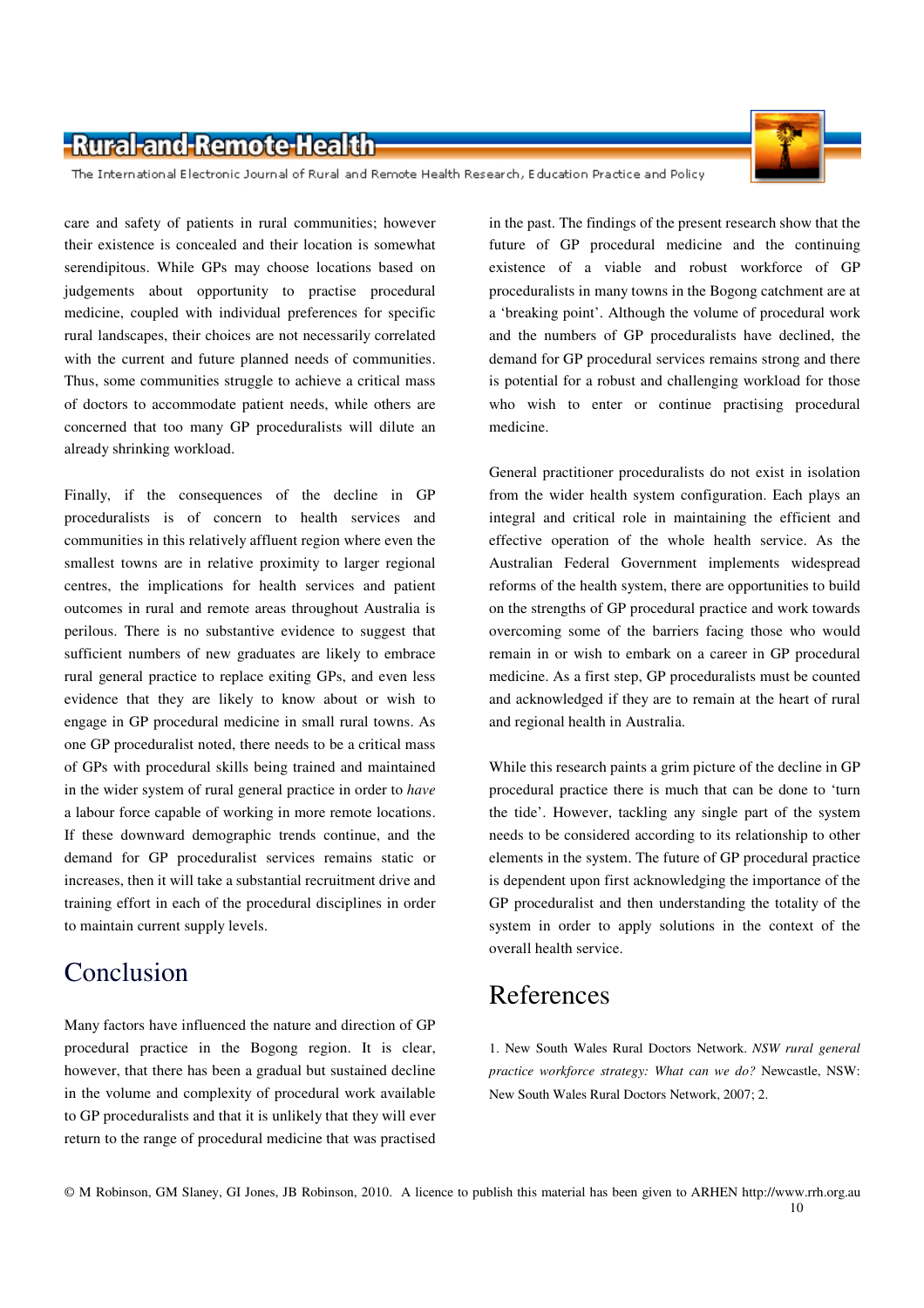care and safety of patients in rural communities; however their existence is concealed and their location is somewhat serendipitous. While GPs may choose locations based on judgements about opportunity to practise procedural medicine, coupled with individual preferences for specific rural landscapes, their choices are not necessarily correlated with the current and future planned needs of communities. Thus, some communities struggle to achieve a critical mass of doctors to accommodate patient needs, while others are concerned that too many GP proceduralists will dilute an already shrinking workload.

Finally, if the consequences of the decline in GP proceduralists is of concern to health services and communities in this relatively affluent region where even the smallest towns are in relative proximity to larger regional centres, the implications for health services and patient outcomes in rural and remote areas throughout Australia is perilous. There is no substantive evidence to suggest that sufficient numbers of new graduates are likely to embrace rural general practice to replace exiting GPs, and even less evidence that they are likely to know about or wish to engage in GP procedural medicine in small rural towns. As one GP proceduralist noted, there needs to be a critical mass of GPs with procedural skills being trained and maintained in the wider system of rural general practice in order to *have* a labour force capable of working in more remote locations. If these downward demographic trends continue, and the demand for GP proceduralist services remains static or increases, then it will take a substantial recruitment drive and training effort in each of the procedural disciplines in order to maintain current supply levels.

## Conclusion

Many factors have influenced the nature and direction of GP procedural practice in the Bogong region. It is clear, however, that there has been a gradual but sustained decline in the volume and complexity of procedural work available to GP proceduralists and that it is unlikely that they will ever return to the range of procedural medicine that was practised in the past. The findings of the present research show that the future of GP procedural medicine and the continuing existence of a viable and robust workforce of GP proceduralists in many towns in the Bogong catchment are at a 'breaking point'. Although the volume of procedural work and the numbers of GP proceduralists have declined, the demand for GP procedural services remains strong and there is potential for a robust and challenging workload for those who wish to enter or continue practising procedural medicine.

General practitioner proceduralists do not exist in isolation from the wider health system configuration. Each plays an integral and critical role in maintaining the efficient and effective operation of the whole health service. As the Australian Federal Government implements widespread reforms of the health system, there are opportunities to build on the strengths of GP procedural practice and work towards overcoming some of the barriers facing those who would remain in or wish to embark on a career in GP procedural medicine. As a first step, GP proceduralists must be counted and acknowledged if they are to remain at the heart of rural and regional health in Australia.

While this research paints a grim picture of the decline in GP procedural practice there is much that can be done to 'turn the tide'. However, tackling any single part of the system needs to be considered according to its relationship to other elements in the system. The future of GP procedural practice is dependent upon first acknowledging the importance of the GP proceduralist and then understanding the totality of the system in order to apply solutions in the context of the overall health service.

## References

1. New South Wales Rural Doctors Network. *NSW rural general practice workforce strategy: What can we do?* Newcastle, NSW: New South Wales Rural Doctors Network, 2007; 2.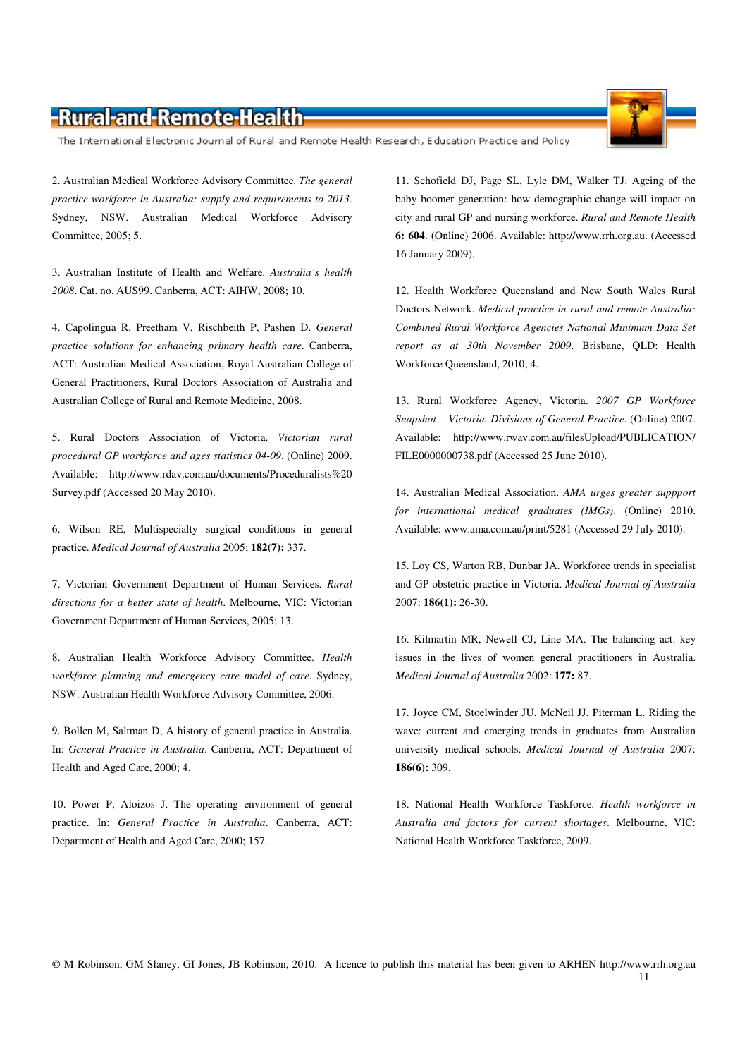2. Australian Medical Workforce Advisory Committee. *The general practice workforce in Australia: supply and requirements to 2013*. Sydney, NSW. Australian Medical Workforce Advisory Committee, 2005; 5.

3. Australian Institute of Health and Welfare. *Australia's health 2008*. Cat. no. AUS99. Canberra, ACT: AIHW, 2008; 10.

4. Capolingua R, Preetham V, Rischbeith P, Pashen D. *General practice solutions for enhancing primary health care*. Canberra, ACT: Australian Medical Association, Royal Australian College of General Practitioners, Rural Doctors Association of Australia and Australian College of Rural and Remote Medicine, 2008.

5. Rural Doctors Association of Victoria. *Victorian rural procedural GP workforce and ages statistics 04-09*. (Online) 2009. Available: http://www.rdav.com.au/documents/Proceduralists%20 Survey.pdf (Accessed 20 May 2010).

6. Wilson RE, Multispecialty surgical conditions in general practice. *Medical Journal of Australia* 2005; **182(7):** 337.

7. Victorian Government Department of Human Services. *Rural directions for a better state of health*. Melbourne, VIC: Victorian Government Department of Human Services, 2005; 13.

8. Australian Health Workforce Advisory Committee. *Health workforce planning and emergency care model of care*. Sydney, NSW: Australian Health Workforce Advisory Committee, 2006.

9. Bollen M, Saltman D, A history of general practice in Australia. In: *General Practice in Australia*. Canberra, ACT: Department of Health and Aged Care, 2000; 4.

10. Power P, Aloizos J. The operating environment of general practice. In: *General Practice in Australia*. Canberra, ACT: Department of Health and Aged Care, 2000; 157.

11. Schofield DJ, Page SL, Lyle DM, Walker TJ. Ageing of the baby boomer generation: how demographic change will impact on city and rural GP and nursing workforce. *Rural and Remote Health* **6: 604**. (Online) 2006. Available: http://www.rrh.org.au. (Accessed 16 January 2009).

12. Health Workforce Queensland and New South Wales Rural Doctors Network. *Medical practice in rural and remote Australia: Combined Rural Workforce Agencies National Minimum Data Set report as at 30th November 2009*. Brisbane, QLD: Health Workforce Queensland, 2010; 4.

13. Rural Workforce Agency, Victoria. *2007 GP Workforce Snapshot – Victoria. Divisions of General Practice*. (Online) 2007. Available: http://www.rwav.com.au/filesUpload/PUBLICATION/ FILE0000000738.pdf (Accessed 25 June 2010).

14. Australian Medical Association. *AMA urges greater suppport for international medical graduates (IMGs)*. (Online) 2010. Available: www.ama.com.au/print/5281 (Accessed 29 July 2010).

15. Loy CS, Warton RB, Dunbar JA. Workforce trends in specialist and GP obstetric practice in Victoria. *Medical Journal of Australia* 2007: **186(1):** 26-30.

16. Kilmartin MR, Newell CJ, Line MA. The balancing act: key issues in the lives of women general practitioners in Australia. *Medical Journal of Australia* 2002: **177:** 87.

17. Joyce CM, Stoelwinder JU, McNeil JJ, Piterman L. Riding the wave: current and emerging trends in graduates from Australian university medical schools. *Medical Journal of Australia* 2007: **186(6):** 309.

18. National Health Workforce Taskforce. *Health workforce in Australia and factors for current shortages*. Melbourne, VIC: National Health Workforce Taskforce, 2009.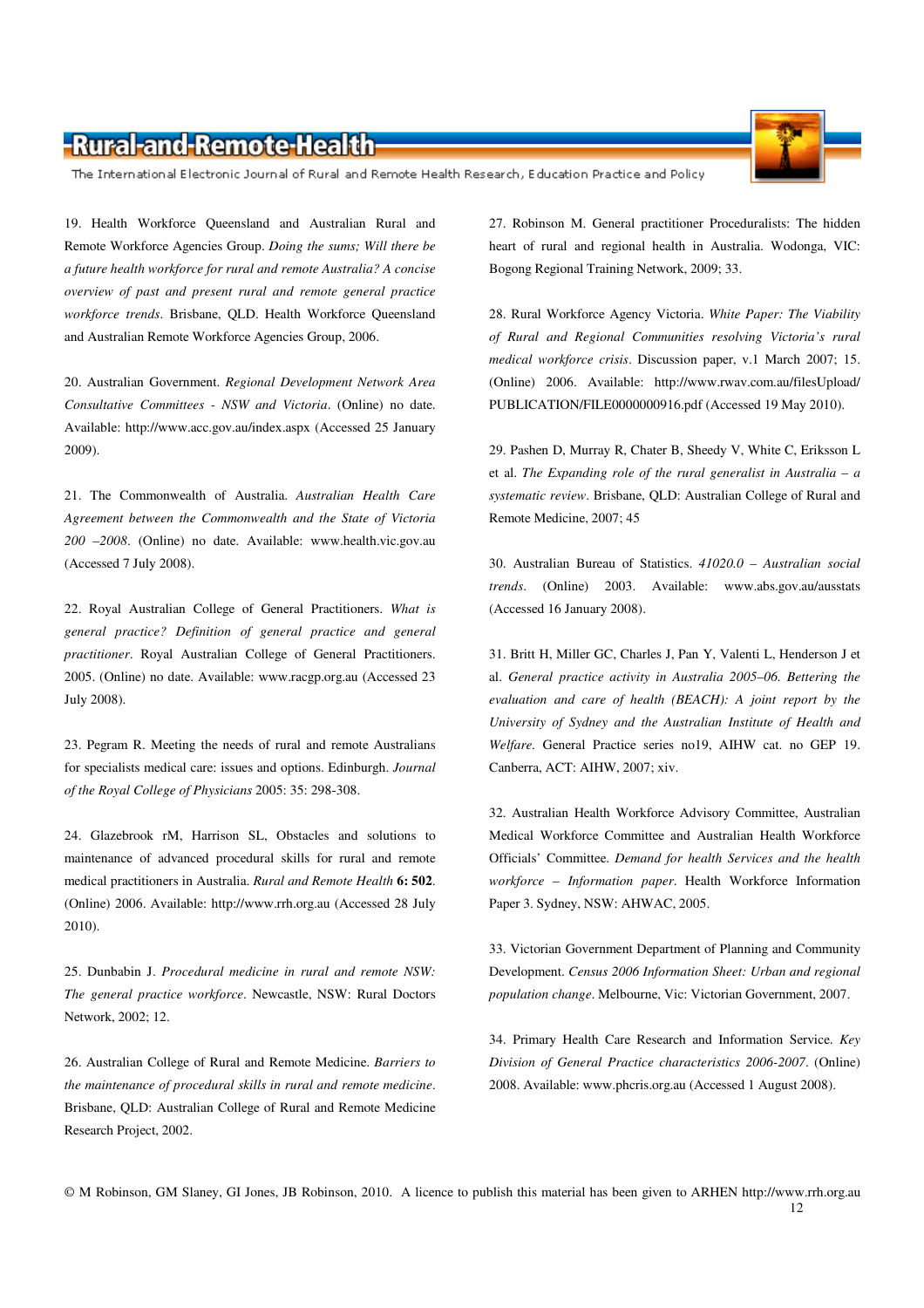19. Health Workforce Queensland and Australian Rural and Remote Workforce Agencies Group. *Doing the sums; Will there be a future health workforce for rural and remote Australia? A concise overview of past and present rural and remote general practice workforce trends*. Brisbane, QLD. Health Workforce Queensland and Australian Remote Workforce Agencies Group, 2006.

20. Australian Government. *Regional Development Network Area Consultative Committees - NSW and Victoria*. (Online) no date. Available: http://www.acc.gov.au/index.aspx (Accessed 25 January 2009).

21. The Commonwealth of Australia. *Australian Health Care Agreement between the Commonwealth and the State of Victoria 200 –2008*. (Online) no date. Available: www.health.vic.gov.au (Accessed 7 July 2008).

22. Royal Australian College of General Practitioners. *What is general practice? Definition of general practice and general practitioner*. Royal Australian College of General Practitioners. 2005. (Online) no date. Available: www.racgp.org.au (Accessed 23 July 2008).

23. Pegram R. Meeting the needs of rural and remote Australians for specialists medical care: issues and options. Edinburgh. *Journal of the Royal College of Physicians* 2005: 35: 298-308.

24. Glazebrook rM, Harrison SL, Obstacles and solutions to maintenance of advanced procedural skills for rural and remote medical practitioners in Australia. *Rural and Remote Health* **6: 502**. (Online) 2006. Available: http://www.rrh.org.au (Accessed 28 July 2010).

25. Dunbabin J. *Procedural medicine in rural and remote NSW: The general practice workforce*. Newcastle, NSW: Rural Doctors Network, 2002; 12.

26. Australian College of Rural and Remote Medicine. *Barriers to the maintenance of procedural skills in rural and remote medicine*. Brisbane, QLD: Australian College of Rural and Remote Medicine Research Project, 2002.

27. Robinson M. General practitioner Proceduralists: The hidden heart of rural and regional health in Australia. Wodonga, VIC: Bogong Regional Training Network, 2009; 33.

28. Rural Workforce Agency Victoria. *White Paper: The Viability of Rural and Regional Communities resolving Victoria's rural medical workforce crisis*. Discussion paper, v.1 March 2007; 15. (Online) 2006. Available: http://www.rwav.com.au/filesUpload/PUBLICATION/FILE0000000916.pdf (Accessed 19 May 2010).

29. Pashen D, Murray R, Chater B, Sheedy V, White C, Eriksson L et al. *The Expanding role of the rural generalist in Australia – a systematic review*. Brisbane, QLD: Australian College of Rural and Remote Medicine, 2007; 45

30. Australian Bureau of Statistics. *41020.0 – Australian social trends*. (Online) 2003. Available: www.abs.gov.au/ausstats (Accessed 16 January 2008).

31. Britt H, Miller GC, Charles J, Pan Y, Valenti L, Henderson J et al. *General practice activity in Australia 2005–06. Bettering the evaluation and care of health (BEACH): A joint report by the University of Sydney and the Australian Institute of Health and Welfare*. General Practice series no19, AIHW cat. no GEP 19. Canberra, ACT: AIHW, 2007; xiv.

32. Australian Health Workforce Advisory Committee, Australian Medical Workforce Committee and Australian Health Workforce Officials' Committee. *Demand for health Services and the health workforce – Information paper*. Health Workforce Information Paper 3. Sydney, NSW: AHWAC, 2005.

33. Victorian Government Department of Planning and Community Development. *Census 2006 Information Sheet: Urban and regional population change*. Melbourne, Vic: Victorian Government, 2007.

34. Primary Health Care Research and Information Service. *Key Division of General Practice characteristics 2006-2007*. (Online) 2008. Available: www.phcris.org.au (Accessed 1 August 2008).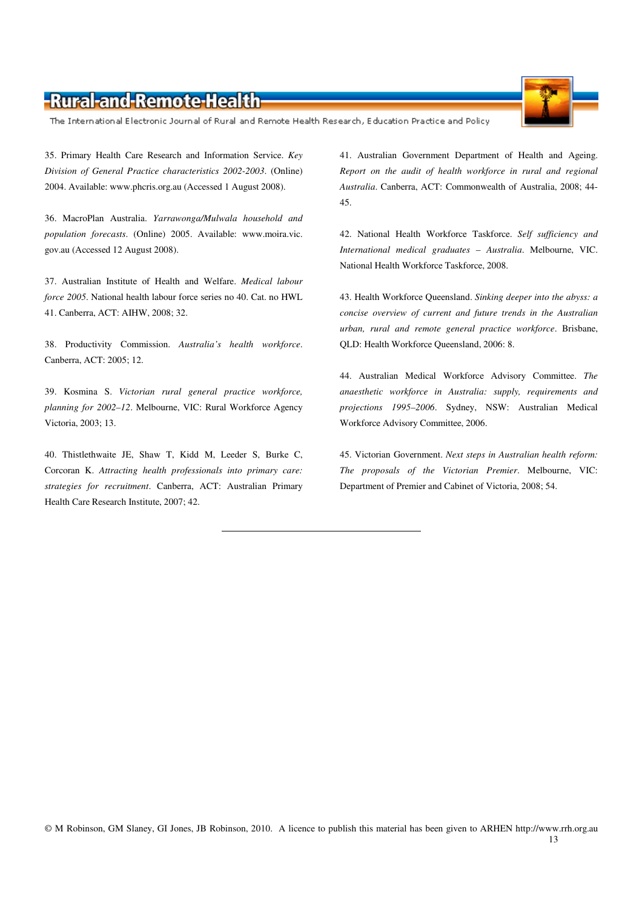35. Primary Health Care Research and Information Service. *Key Division of General Practice characteristics 2002-2003*. (Online) 2004. Available: www.phcris.org.au (Accessed 1 August 2008).

36. MacroPlan Australia. *Yarrawonga/Mulwala household and population forecasts*. (Online) 2005. Available: www.moira.vic.gov.au (Accessed 12 August 2008).

37. Australian Institute of Health and Welfare. *Medical labour force 2005*. National health labour force series no 40. Cat. no HWL 41. Canberra, ACT: AIHW, 2008; 32.

38. Productivity Commission. *Australia's health workforce*. Canberra, ACT: 2005; 12.

39. Kosmina S. *Victorian rural general practice workforce, planning for 2002–12*. Melbourne, VIC: Rural Workforce Agency Victoria, 2003; 13.

40. Thistlethwaite JE, Shaw T, Kidd M, Leeder S, Burke C, Corcoran K. *Attracting health professionals into primary care: strategies for recruitment*. Canberra, ACT: Australian Primary Health Care Research Institute, 2007; 42.

41. Australian Government Department of Health and Ageing. *Report on the audit of health workforce in rural and regional Australia*. Canberra, ACT: Commonwealth of Australia, 2008; 44-45.

42. National Health Workforce Taskforce. *Self sufficiency and International medical graduates – Australia*. Melbourne, VIC. National Health Workforce Taskforce, 2008.

43. Health Workforce Queensland. *Sinking deeper into the abyss: a concise overview of current and future trends in the Australian urban, rural and remote general practice workforce*. Brisbane, QLD: Health Workforce Queensland, 2006: 8.

44. Australian Medical Workforce Advisory Committee. *The anaesthetic workforce in Australia: supply, requirements and projections 1995–2006*. Sydney, NSW: Australian Medical Workforce Advisory Committee, 2006.

45. Victorian Government. *Next steps in Australian health reform: The proposals of the Victorian Premier*. Melbourne, VIC: Department of Premier and Cabinet of Victoria, 2008; 54.